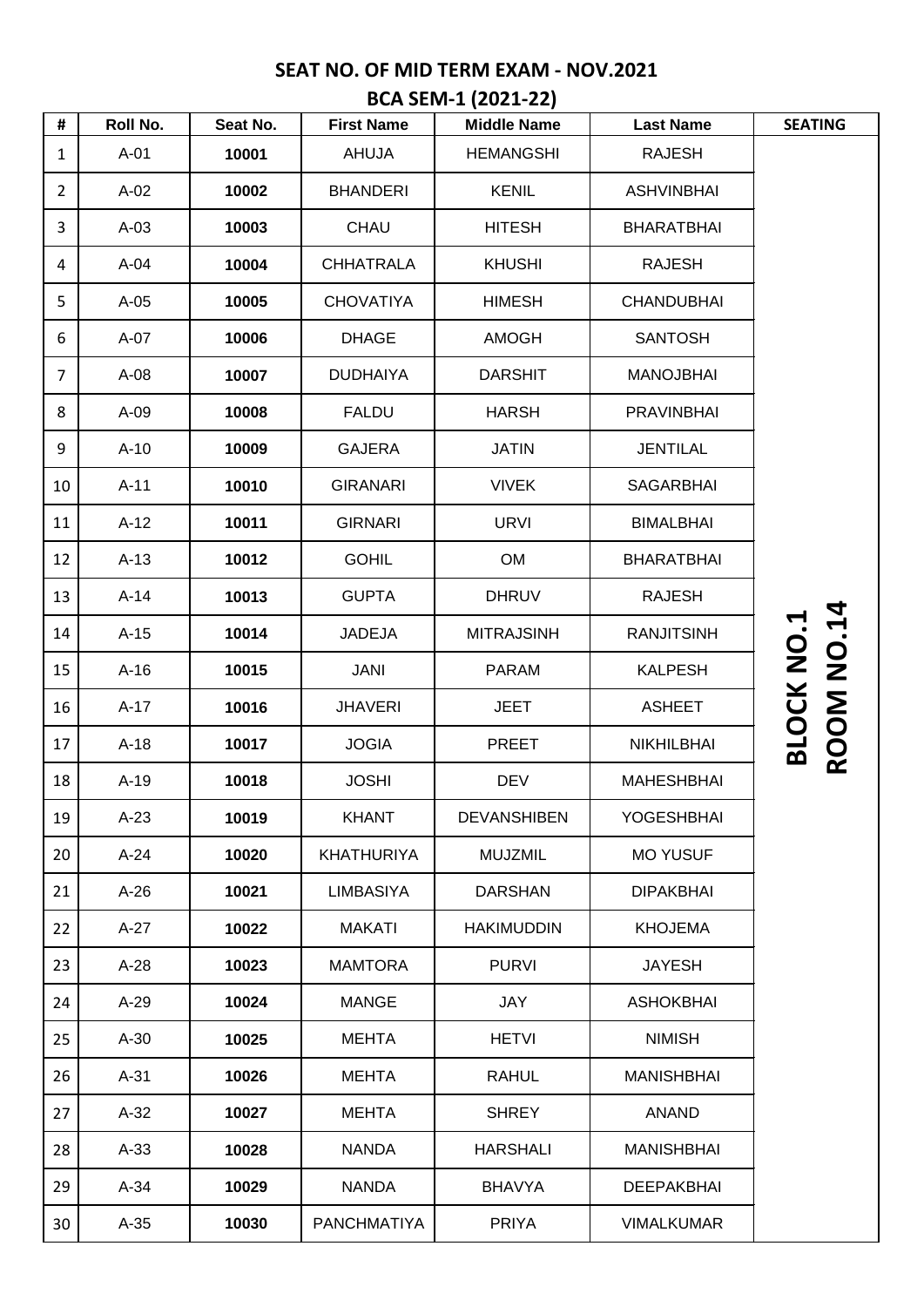# SEAT NO. OF MID TERM EXAM - NOV.2021

## BCA SEM-1 (2021-22)

| # | Roll No. | Seat No. | First Name | Middle Name | Last Name | SEATING |
|---|---|---|---|---|---|---|
| 1 | A-01 | **10001** | AHUJA | HEMANGSHI | RAJESH | **BLOCK NO.1 ROOM NO.14** |
| 2 | A-02 | **10002** | BHANDERI | KENIL | ASHVINBHAI | |
| 3 | A-03 | **10003** | CHAU | HITESH | BHARATBHAI | |
| 4 | A-04 | **10004** | CHHATRALA | KHUSHI | RAJESH | |
| 5 | A-05 | **10005** | CHOVATIYA | HIMESH | CHANDUBHAI | |
| 6 | A-07 | **10006** | DHAGE | AMOGH | SANTOSH | |
| 7 | A-08 | **10007** | DUDHAIYA | DARSHIT | MANOJBHAI | |
| 8 | A-09 | **10008** | FALDU | HARSH | PRAVINBHAI | |
| 9 | A-10 | **10009** | GAJERA | JATIN | JENTILAL | |
| 10 | A-11 | **10010** | GIRANARI | VIVEK | SAGARBHAI | |
| 11 | A-12 | **10011** | GIRNARI | URVI | BIMALBHAI | |
| 12 | A-13 | **10012** | GOHIL | OM | BHARATBHAI | |
| 13 | A-14 | **10013** | GUPTA | DHRUV | RAJESH | |
| 14 | A-15 | **10014** | JADEJA | MITRAJSINH | RANJITSINH | |
| 15 | A-16 | **10015** | JANI | PARAM | KALPESH | |
| 16 | A-17 | **10016** | JHAVERI | JEET | ASHEET | |
| 17 | A-18 | **10017** | JOGIA | PREET | NIKHILBHAI | |
| 18 | A-19 | **10018** | JOSHI | DEV | MAHESHBHAI | |
| 19 | A-23 | **10019** | KHANT | DEVANSHIBEN | YOGESHBHAI | |
| 20 | A-24 | **10020** | KHATHURIYA | MUJZMIL | MO YUSUF | |
| 21 | A-26 | **10021** | LIMBASIYA | DARSHAN | DIPAKBHAI | |
| 22 | A-27 | **10022** | MAKATI | HAKIMUDDIN | KHOJEMA | |
| 23 | A-28 | **10023** | MAMTORA | PURVI | JAYESH | |
| 24 | A-29 | **10024** | MANGE | JAY | ASHOKBHAI | |
| 25 | A-30 | **10025** | MEHTA | HETVI | NIMISH | |
| 26 | A-31 | **10026** | MEHTA | RAHUL | MANISHBHAI | |
| 27 | A-32 | **10027** | MEHTA | SHREY | ANAND | |
| 28 | A-33 | **10028** | NANDA | HARSHALI | MANISHBHAI | |
| 29 | A-34 | **10029** | NANDA | BHAVYA | DEEPAKBHAI | |
| 30 | A-35 | **10030** | PANCHMATIYA | PRIYA | VIMALKUMAR | |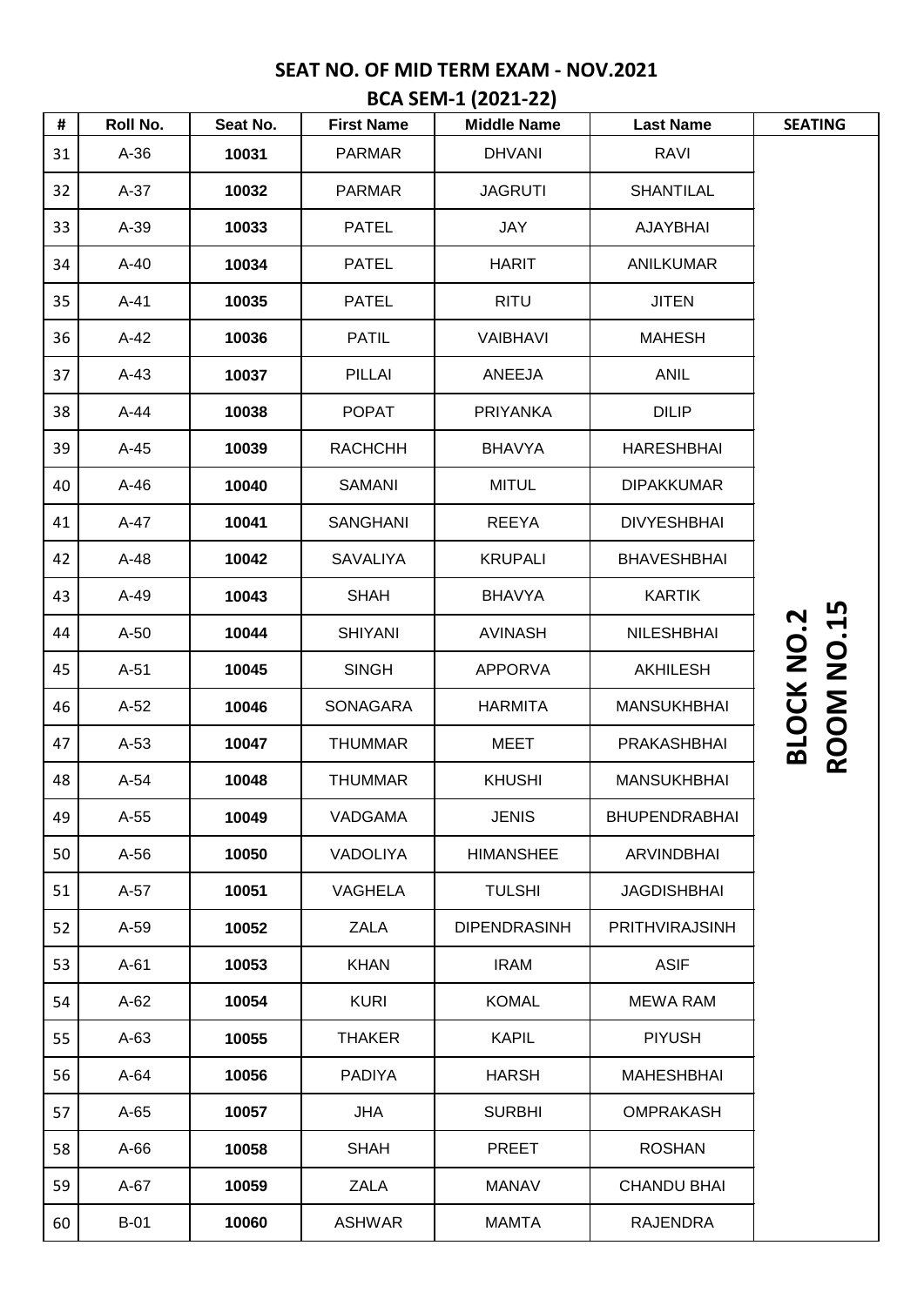## SEAT NO. OF MID TERM EXAM - NOV.2021

## BCA SEM-1 (2021-22)

| # | Roll No. | Seat No. | First Name | Middle Name | Last Name | SEATING |
|---|---|---|---|---|---|---|
| 31 | A-36 | **10031** | PARMAR | DHVANI | RAVI | **BLOCK NO.2 ROOM NO.15** |
| 32 | A-37 | **10032** | PARMAR | JAGRUTI | SHANTILAL | |
| 33 | A-39 | **10033** | PATEL | JAY | AJAYBHAI | |
| 34 | A-40 | **10034** | PATEL | HARIT | ANILKUMAR | |
| 35 | A-41 | **10035** | PATEL | RITU | JITEN | |
| 36 | A-42 | **10036** | PATIL | VAIBHAVI | MAHESH | |
| 37 | A-43 | **10037** | PILLAI | ANEEJA | ANIL | |
| 38 | A-44 | **10038** | POPAT | PRIYANKA | DILIP | |
| 39 | A-45 | **10039** | RACHCHH | BHAVYA | HARESHBHAI | |
| 40 | A-46 | **10040** | SAMANI | MITUL | DIPAKKUMAR | |
| 41 | A-47 | **10041** | SANGHANI | REEYA | DIVYESHBHAI | |
| 42 | A-48 | **10042** | SAVALIYA | KRUPALI | BHAVESHBHAI | |
| 43 | A-49 | **10043** | SHAH | BHAVYA | KARTIK | |
| 44 | A-50 | **10044** | SHIYANI | AVINASH | NILESHBHAI | |
| 45 | A-51 | **10045** | SINGH | APPORVA | AKHILESH | |
| 46 | A-52 | **10046** | SONAGARA | HARMITA | MANSUKHBHAI | |
| 47 | A-53 | **10047** | THUMMAR | MEET | PRAKASHBHAI | |
| 48 | A-54 | **10048** | THUMMAR | KHUSHI | MANSUKHBHAI | |
| 49 | A-55 | **10049** | VADGAMA | JENIS | BHUPENDRABHAI | |
| 50 | A-56 | **10050** | VADOLIYA | HIMANSHEE | ARVINDBHAI | |
| 51 | A-57 | **10051** | VAGHELA | TULSHI | JAGDISHBHAI | |
| 52 | A-59 | **10052** | ZALA | DIPENDRASINH | PRITHVIRAJSINH | |
| 53 | A-61 | **10053** | KHAN | IRAM | ASIF | |
| 54 | A-62 | **10054** | KURI | KOMAL | MEWA RAM | |
| 55 | A-63 | **10055** | THAKER | KAPIL | PIYUSH | |
| 56 | A-64 | **10056** | PADIYA | HARSH | MAHESHBHAI | |
| 57 | A-65 | **10057** | JHA | SURBHI | OMPRAKASH | |
| 58 | A-66 | **10058** | SHAH | PREET | ROSHAN | |
| 59 | A-67 | **10059** | ZALA | MANAV | CHANDU BHAI | |
| 60 | B-01 | **10060** | ASHWAR | MAMTA | RAJENDRA | |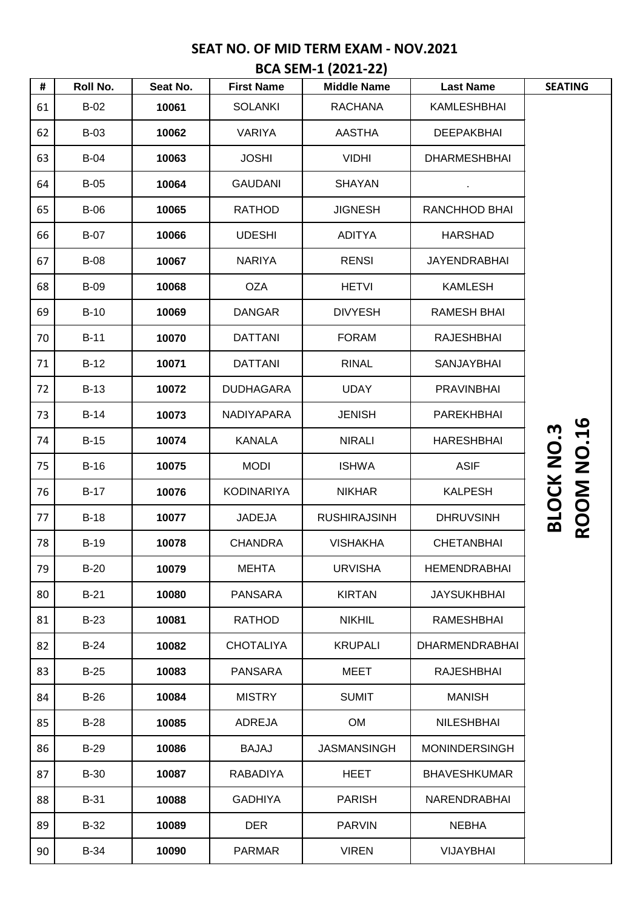## SEAT NO. OF MID TERM EXAM - NOV.2021

## BCA SEM-1 (2021-22)

| # | Roll No. | Seat No. | First Name | Middle Name | Last Name | SEATING |
|---|---|---|---|---|---|---|
| 61 | B-02 | **10061** | SOLANKI | RACHANA | KAMLESHBHAI | **BLOCK NO.3 ROOM NO.16** |
| 62 | B-03 | **10062** | VARIYA | AASTHA | DEEPAKBHAI | |
| 63 | B-04 | **10063** | JOSHI | VIDHI | DHARMESHBHAI | |
| 64 | B-05 | **10064** | GAUDANI | SHAYAN | . | |
| 65 | B-06 | **10065** | RATHOD | JIGNESH | RANCHHOD BHAI | |
| 66 | B-07 | **10066** | UDESHI | ADITYA | HARSHAD | |
| 67 | B-08 | **10067** | NARIYA | RENSI | JAYENDRABHAI | |
| 68 | B-09 | **10068** | OZA | HETVI | KAMLESH | |
| 69 | B-10 | **10069** | DANGAR | DIVYESH | RAMESH BHAI | |
| 70 | B-11 | **10070** | DATTANI | FORAM | RAJESHBHAI | |
| 71 | B-12 | **10071** | DATTANI | RINAL | SANJAYBHAI | |
| 72 | B-13 | **10072** | DUDHAGARA | UDAY | PRAVINBHAI | |
| 73 | B-14 | **10073** | NADIYAPARA | JENISH | PAREKHBHAI | |
| 74 | B-15 | **10074** | KANALA | NIRALI | HARESHBHAI | |
| 75 | B-16 | **10075** | MODI | ISHWA | ASIF | |
| 76 | B-17 | **10076** | KODINARIYA | NIKHAR | KALPESH | |
| 77 | B-18 | **10077** | JADEJA | RUSHIRAJSINH | DHRUVSINH | |
| 78 | B-19 | **10078** | CHANDRA | VISHAKHA | CHETANBHAI | |
| 79 | B-20 | **10079** | MEHTA | URVISHA | HEMENDRABHAI | |
| 80 | B-21 | **10080** | PANSARA | KIRTAN | JAYSUKHBHAI | |
| 81 | B-23 | **10081** | RATHOD | NIKHIL | RAMESHBHAI | |
| 82 | B-24 | **10082** | CHOTALIYA | KRUPALI | DHARMENDRABHAI | |
| 83 | B-25 | **10083** | PANSARA | MEET | RAJESHBHAI | |
| 84 | B-26 | **10084** | MISTRY | SUMIT | MANISH | |
| 85 | B-28 | **10085** | ADREJA | OM | NILESHBHAI | |
| 86 | B-29 | **10086** | BAJAJ | JASMANSINGH | MONINDERSINGH | |
| 87 | B-30 | **10087** | RABADIYA | HEET | BHAVESHKUMAR | |
| 88 | B-31 | **10088** | GADHIYA | PARISH | NARENDRABHAI | |
| 89 | B-32 | **10089** | DER | PARVIN | NEBHA | |
| 90 | B-34 | **10090** | PARMAR | VIREN | VIJAYBHAI | |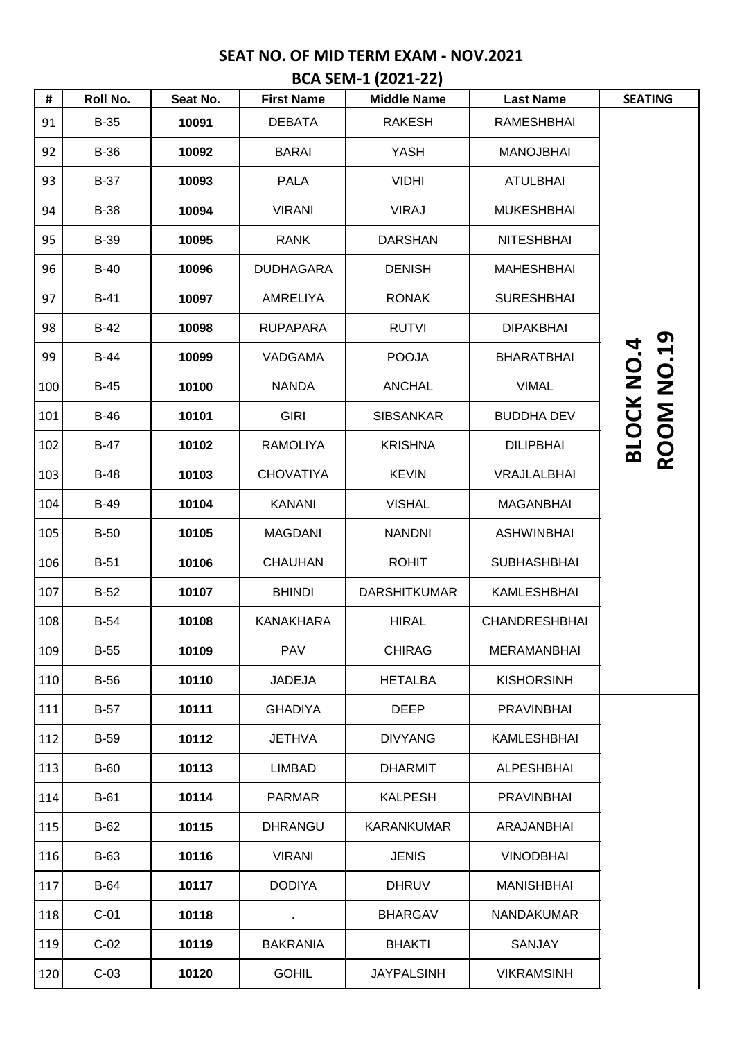## SEAT NO. OF MID TERM EXAM - NOV.2021

## BCA SEM-1 (2021-22)

| # | Roll No. | Seat No. | First Name | Middle Name | Last Name | SEATING |
|---|---|---|---|---|---|---|
| 91 | B-35 | **10091** | DEBATA | RAKESH | RAMESHBHAI | **BLOCK NO.4 ROOM NO.19** |
| 92 | B-36 | **10092** | BARAI | YASH | MANOJBHAI | |
| 93 | B-37 | **10093** | PALA | VIDHI | ATULBHAI | |
| 94 | B-38 | **10094** | VIRANI | VIRAJ | MUKESHBHAI | |
| 95 | B-39 | **10095** | RANK | DARSHAN | NITESHBHAI | |
| 96 | B-40 | **10096** | DUDHAGARA | DENISH | MAHESHBHAI | |
| 97 | B-41 | **10097** | AMRELIYA | RONAK | SURESHBHAI | |
| 98 | B-42 | **10098** | RUPAPARA | RUTVI | DIPAKBHAI | |
| 99 | B-44 | **10099** | VADGAMA | POOJA | BHARATBHAI | |
| 100 | B-45 | **10100** | NANDA | ANCHAL | VIMAL | |
| 101 | B-46 | **10101** | GIRI | SIBSANKAR | BUDDHA DEV | |
| 102 | B-47 | **10102** | RAMOLIYA | KRISHNA | DILIPBHAI | |
| 103 | B-48 | **10103** | CHOVATIYA | KEVIN | VRAJLALBHAI | |
| 104 | B-49 | **10104** | KANANI | VISHAL | MAGANBHAI | |
| 105 | B-50 | **10105** | MAGDANI | NANDNI | ASHWINBHAI | |
| 106 | B-51 | **10106** | CHAUHAN | ROHIT | SUBHASHBHAI | |
| 107 | B-52 | **10107** | BHINDI | DARSHITKUMAR | KAMLESHBHAI | |
| 108 | B-54 | **10108** | KANAKHARA | HIRAL | CHANDRESHBHAI | |
| 109 | B-55 | **10109** | PAV | CHIRAG | MERAMANBHAI | |
| 110 | B-56 | **10110** | JADEJA | HETALBA | KISHORSINH | |
| 111 | B-57 | **10111** | GHADIYA | DEEP | PRAVINBHAI | |
| 112 | B-59 | **10112** | JETHVA | DIVYANG | KAMLESHBHAI | |
| 113 | B-60 | **10113** | LIMBAD | DHARMIT | ALPESHBHAI | |
| 114 | B-61 | **10114** | PARMAR | KALPESH | PRAVINBHAI | |
| 115 | B-62 | **10115** | DHRANGU | KARANKUMAR | ARAJANBHAI | |
| 116 | B-63 | **10116** | VIRANI | JENIS | VINODBHAI | |
| 117 | B-64 | **10117** | DODIYA | DHRUV | MANISHBHAI | |
| 118 | C-01 | **10118** | . | BHARGAV | NANDAKUMAR | |
| 119 | C-02 | **10119** | BAKRANIA | BHAKTI | SANJAY | |
| 120 | C-03 | **10120** | GOHIL | JAYPALSINH | VIKRAMSINH | |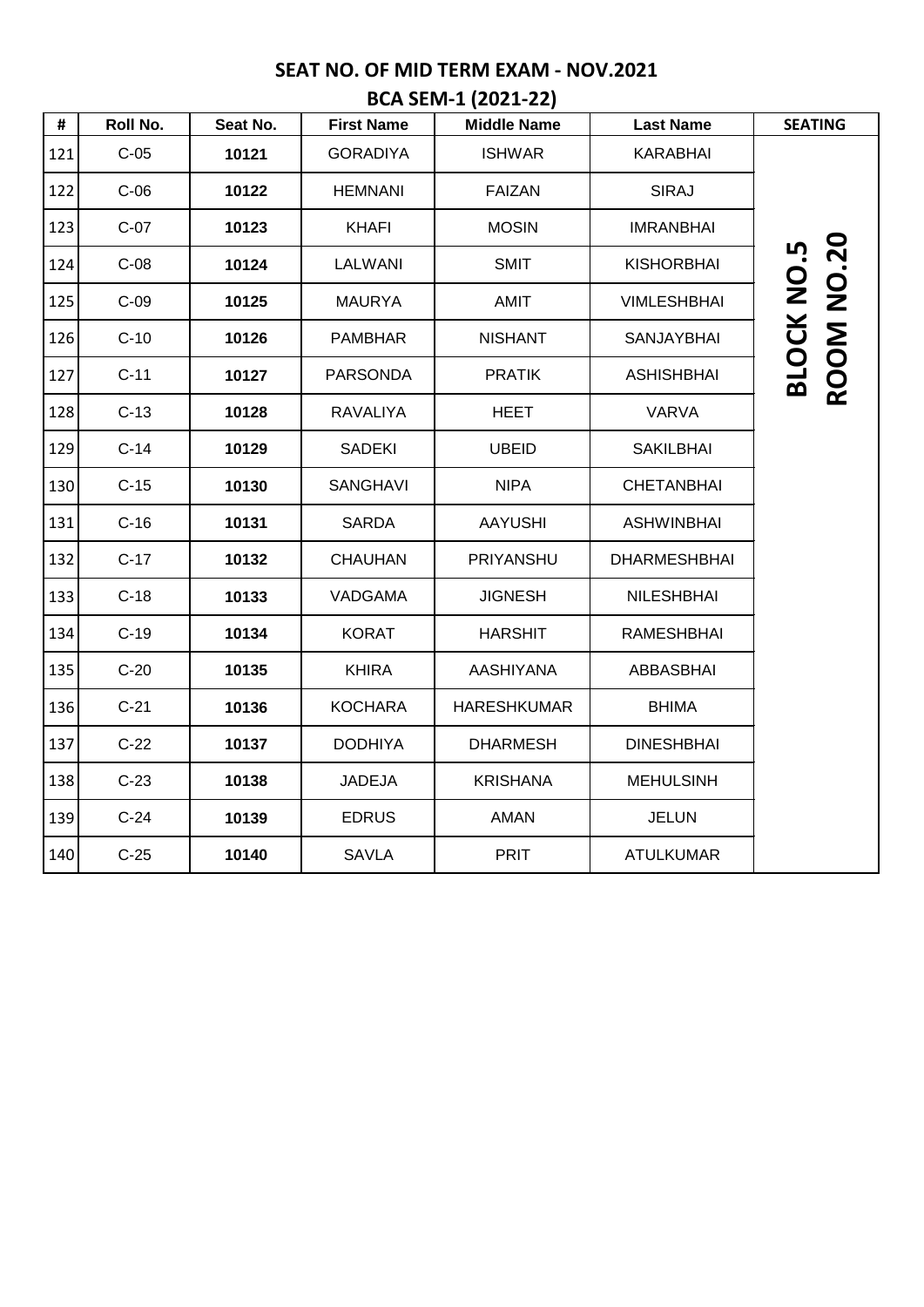# SEAT NO. OF MID TERM EXAM - NOV.2021

## BCA SEM-1 (2021-22)

| # | Roll No. | Seat No. | First Name | Middle Name | Last Name | SEATING |
|---|---|---|---|---|---|---|
| 121 | C-05 | **10121** | GORADIYA | ISHWAR | KARABHAI | **BLOCK NO.5 ROOM NO.20** |
| 122 | C-06 | **10122** | HEMNANI | FAIZAN | SIRAJ | |
| 123 | C-07 | **10123** | KHAFI | MOSIN | IMRANBHAI | |
| 124 | C-08 | **10124** | LALWANI | SMIT | KISHORBHAI | |
| 125 | C-09 | **10125** | MAURYA | AMIT | VIMLESHBHAI | |
| 126 | C-10 | **10126** | PAMBHAR | NISHANT | SANJAYBHAI | |
| 127 | C-11 | **10127** | PARSONDA | PRATIK | ASHISHBHAI | |
| 128 | C-13 | **10128** | RAVALIYA | HEET | VARVA | |
| 129 | C-14 | **10129** | SADEKI | UBEID | SAKILBHAI | |
| 130 | C-15 | **10130** | SANGHAVI | NIPA | CHETANBHAI | |
| 131 | C-16 | **10131** | SARDA | AAYUSHI | ASHWINBHAI | |
| 132 | C-17 | **10132** | CHAUHAN | PRIYANSHU | DHARMESHBHAI | |
| 133 | C-18 | **10133** | VADGAMA | JIGNESH | NILESHBHAI | |
| 134 | C-19 | **10134** | KORAT | HARSHIT | RAMESHBHAI | |
| 135 | C-20 | **10135** | KHIRA | AASHIYANA | ABBASBHAI | |
| 136 | C-21 | **10136** | KOCHARA | HARESHKUMAR | BHIMA | |
| 137 | C-22 | **10137** | DODHIYA | DHARMESH | DINESHBHAI | |
| 138 | C-23 | **10138** | JADEJA | KRISHANA | MEHULSINH | |
| 139 | C-24 | **10139** | EDRUS | AMAN | JELUN | |
| 140 | C-25 | **10140** | SAVLA | PRIT | ATULKUMAR | |